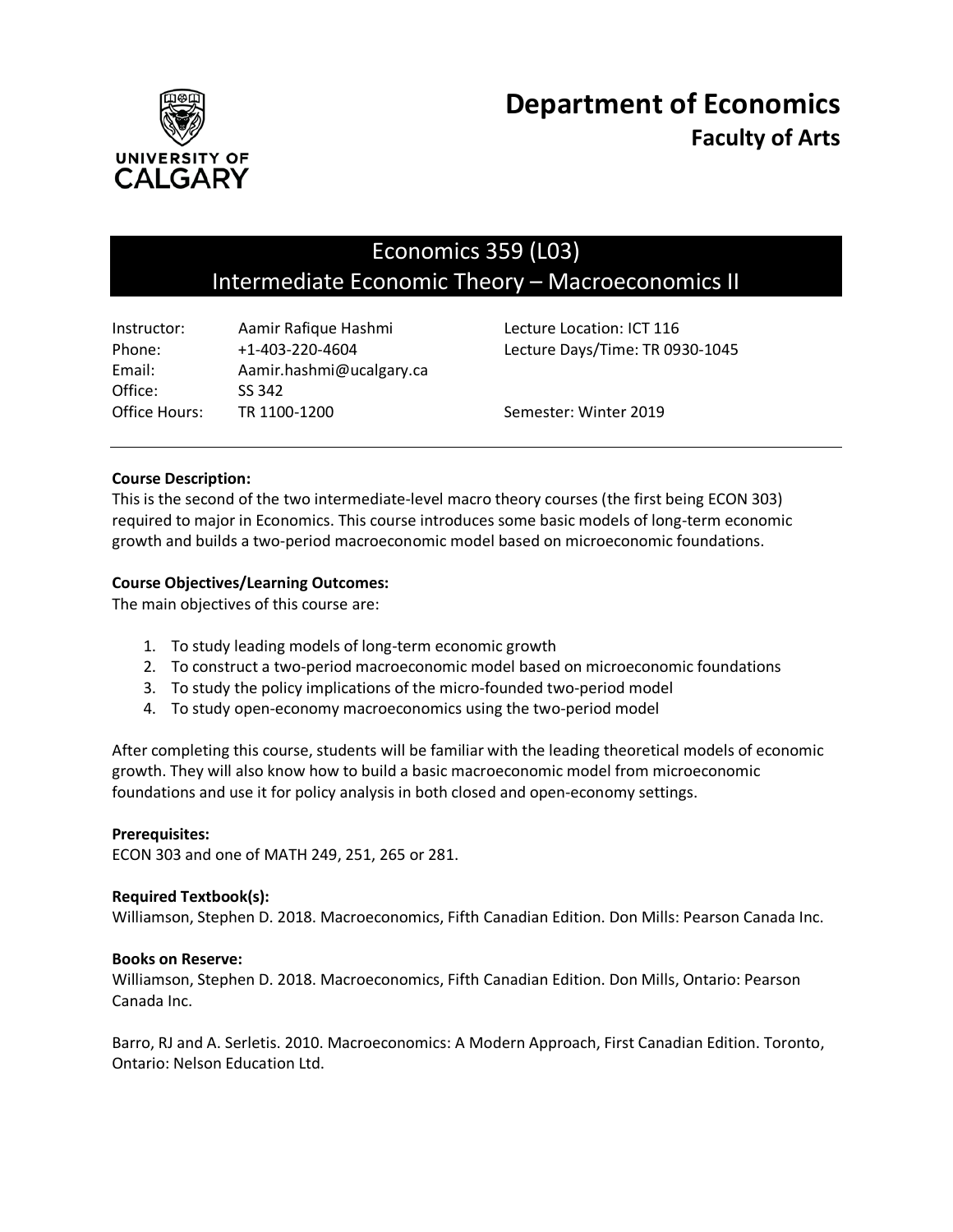# Department of Economics
## Faculty of Arts

## Economics 359 (L03)
## Intermediate Economic Theory – Macroeconomics II

| | | | |
|---|---|---|---|
| Instructor: | Aamir Rafique Hashmi | Lecture Location: ICT 116 | |
| Phone: | +1-403-220-4604 | Lecture Days/Time: TR 0930-1045 | |
| Email: | Aamir.hashmi@ucalgary.ca | | |
| Office: | SS 342 | | |
| Office Hours: | TR 1100-1200 | Semester: Winter 2019 | |

**Course Description:**
This is the second of the two intermediate-level macro theory courses (the first being ECON 303) required to major in Economics. This course introduces some basic models of long-term economic growth and builds a two-period macroeconomic model based on microeconomic foundations.

**Course Objectives/Learning Outcomes:**
The main objectives of this course are:

1. To study leading models of long-term economic growth
2. To construct a two-period macroeconomic model based on microeconomic foundations
3. To study the policy implications of the micro-founded two-period model
4. To study open-economy macroeconomics using the two-period model

After completing this course, students will be familiar with the leading theoretical models of economic growth. They will also know how to build a basic macroeconomic model from microeconomic foundations and use it for policy analysis in both closed and open-economy settings.

**Prerequisites:**
ECON 303 and one of MATH 249, 251, 265 or 281.

**Required Textbook(s):**
Williamson, Stephen D. 2018. Macroeconomics, Fifth Canadian Edition. Don Mills: Pearson Canada Inc.

**Books on Reserve:**
Williamson, Stephen D. 2018. Macroeconomics, Fifth Canadian Edition. Don Mills, Ontario: Pearson Canada Inc.

Barro, RJ and A. Serletis. 2010. Macroeconomics: A Modern Approach, First Canadian Edition. Toronto, Ontario: Nelson Education Ltd.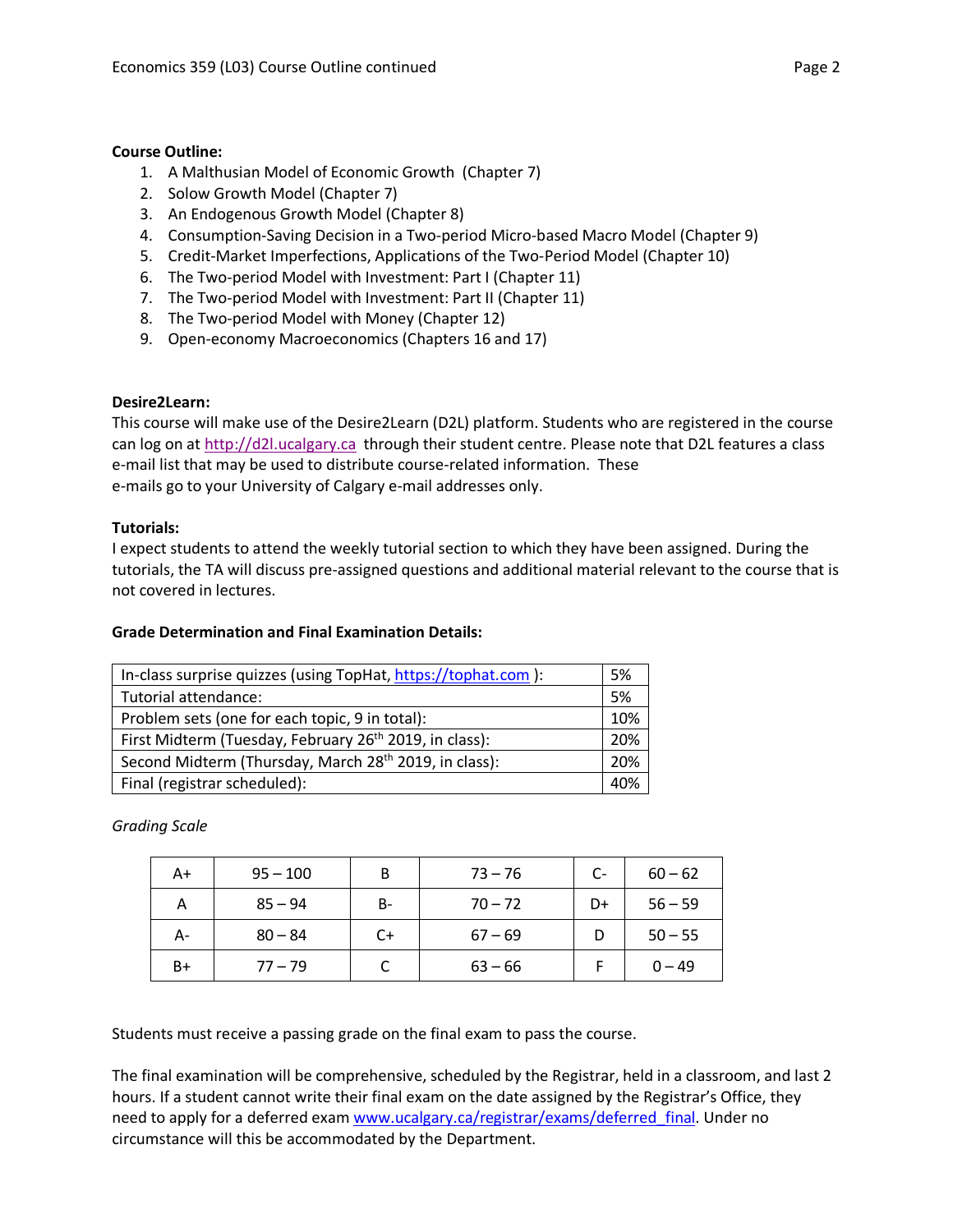**Course Outline:**

1. A Malthusian Model of Economic Growth (Chapter 7)
2. Solow Growth Model (Chapter 7)
3. An Endogenous Growth Model (Chapter 8)
4. Consumption-Saving Decision in a Two-period Micro-based Macro Model (Chapter 9)
5. Credit-Market Imperfections, Applications of the Two-Period Model (Chapter 10)
6. The Two-period Model with Investment: Part I (Chapter 11)
7. The Two-period Model with Investment: Part II (Chapter 11)
8. The Two-period Model with Money (Chapter 12)
9. Open-economy Macroeconomics (Chapters 16 and 17)

**Desire2Learn:**

This course will make use of the Desire2Learn (D2L) platform. Students who are registered in the course can log on at http://d2l.ucalgary.ca through their student centre. Please note that D2L features a class e-mail list that may be used to distribute course-related information. These e-mails go to your University of Calgary e-mail addresses only.

**Tutorials:**

I expect students to attend the weekly tutorial section to which they have been assigned. During the tutorials, the TA will discuss pre-assigned questions and additional material relevant to the course that is not covered in lectures.

**Grade Determination and Final Examination Details:**

| | |
|---|---|
| In-class surprise quizzes (using TopHat, https://tophat.com ): | 5% |
| Tutorial attendance: | 5% |
| Problem sets (one for each topic, 9 in total): | 10% |
| First Midterm (Tuesday, February 26th 2019, in class): | 20% |
| Second Midterm (Thursday, March 28th 2019, in class): | 20% |
| Final (registrar scheduled): | 40% |

*Grading Scale*

| | | | | | |
|---|---|---|---|---|---|
| A+ | 95 – 100 | B | 73 – 76 | C- | 60 – 62 |
| A | 85 – 94 | B- | 70 – 72 | D+ | 56 – 59 |
| A- | 80 – 84 | C+ | 67 – 69 | D | 50 – 55 |
| B+ | 77 – 79 | C | 63 – 66 | F | 0 – 49 |

Students must receive a passing grade on the final exam to pass the course.

The final examination will be comprehensive, scheduled by the Registrar, held in a classroom, and last 2 hours. If a student cannot write their final exam on the date assigned by the Registrar's Office, they need to apply for a deferred exam www.ucalgary.ca/registrar/exams/deferred_final. Under no circumstance will this be accommodated by the Department.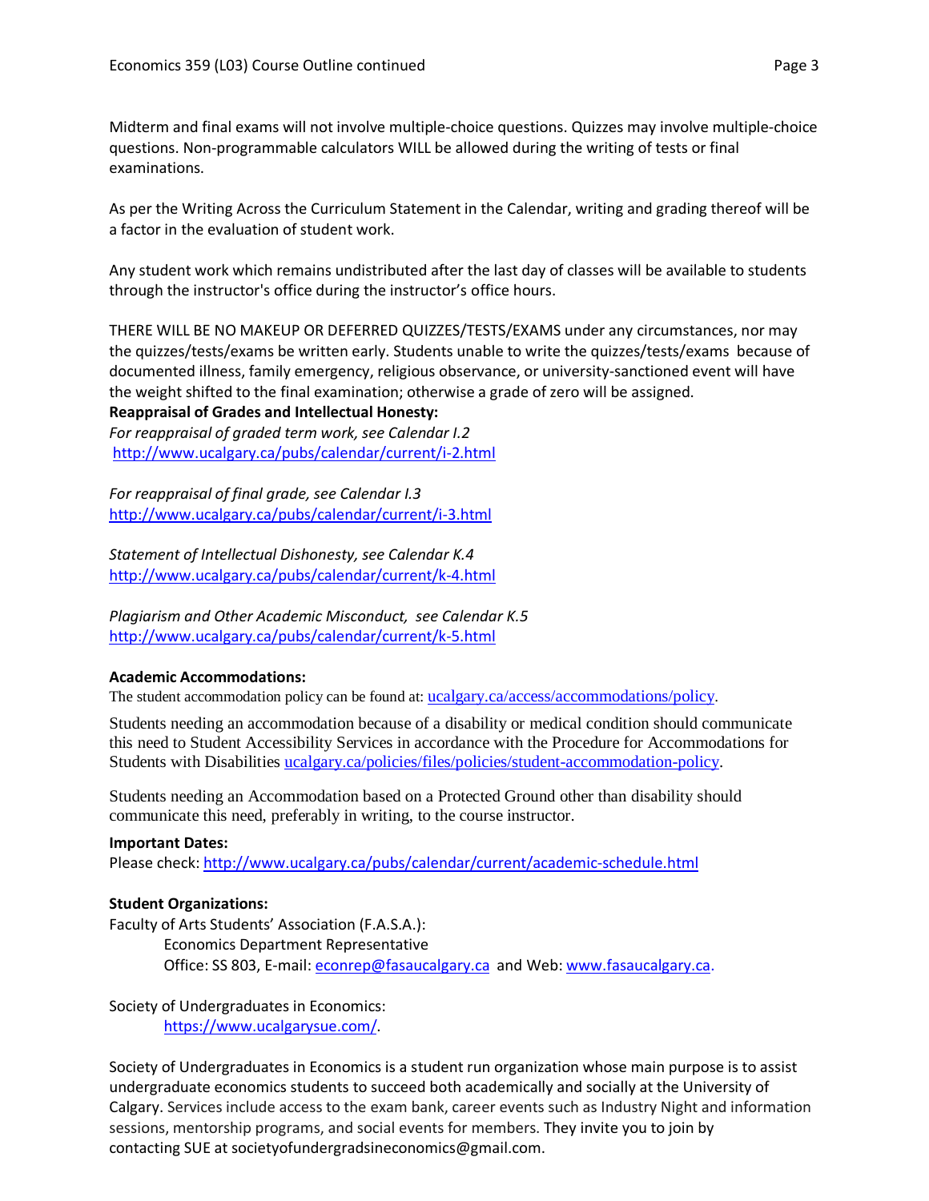Midterm and final exams will not involve multiple-choice questions. Quizzes may involve multiple-choice questions. Non-programmable calculators WILL be allowed during the writing of tests or final examinations.

As per the Writing Across the Curriculum Statement in the Calendar, writing and grading thereof will be a factor in the evaluation of student work.

Any student work which remains undistributed after the last day of classes will be available to students through the instructor's office during the instructor's office hours.

THERE WILL BE NO MAKEUP OR DEFERRED QUIZZES/TESTS/EXAMS under any circumstances, nor may the quizzes/tests/exams be written early. Students unable to write the quizzes/tests/exams because of documented illness, family emergency, religious observance, or university-sanctioned event will have the weight shifted to the final examination; otherwise a grade of zero will be assigned.

**Reappraisal of Grades and Intellectual Honesty:**

*For reappraisal of graded term work, see Calendar I.2*
http://www.ucalgary.ca/pubs/calendar/current/i-2.html

*For reappraisal of final grade, see Calendar I.3*
http://www.ucalgary.ca/pubs/calendar/current/i-3.html

*Statement of Intellectual Dishonesty, see Calendar K.4*
http://www.ucalgary.ca/pubs/calendar/current/k-4.html

*Plagiarism and Other Academic Misconduct, see Calendar K.5*
http://www.ucalgary.ca/pubs/calendar/current/k-5.html

**Academic Accommodations:**

The student accommodation policy can be found at: ucalgary.ca/access/accommodations/policy.

Students needing an accommodation because of a disability or medical condition should communicate this need to Student Accessibility Services in accordance with the Procedure for Accommodations for Students with Disabilities ucalgary.ca/policies/files/policies/student-accommodation-policy.

Students needing an Accommodation based on a Protected Ground other than disability should communicate this need, preferably in writing, to the course instructor.

**Important Dates:**

Please check: http://www.ucalgary.ca/pubs/calendar/current/academic-schedule.html

**Student Organizations:**

Faculty of Arts Students' Association (F.A.S.A.):

Economics Department Representative
Office: SS 803, E-mail: econrep@fasaucalgary.ca and Web: www.fasaucalgary.ca.

Society of Undergraduates in Economics:

https://www.ucalgarysue.com/.

Society of Undergraduates in Economics is a student run organization whose main purpose is to assist undergraduate economics students to succeed both academically and socially at the University of Calgary. Services include access to the exam bank, career events such as Industry Night and information sessions, mentorship programs, and social events for members. They invite you to join by contacting SUE at societyofundergradsineconomics@gmail.com.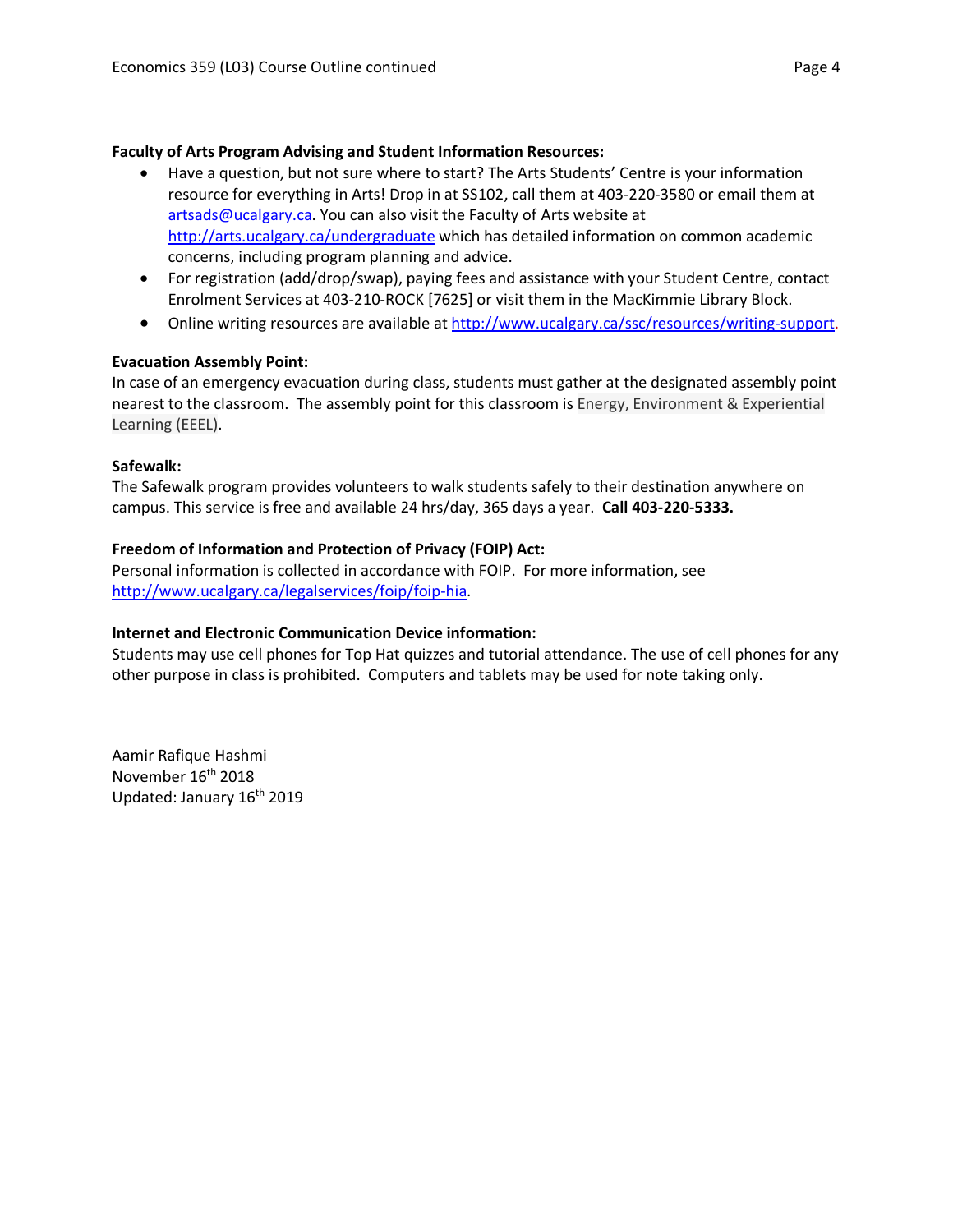**Faculty of Arts Program Advising and Student Information Resources:**

- Have a question, but not sure where to start? The Arts Students' Centre is your information resource for everything in Arts! Drop in at SS102, call them at 403-220-3580 or email them at artsads@ucalgary.ca. You can also visit the Faculty of Arts website at http://arts.ucalgary.ca/undergraduate which has detailed information on common academic concerns, including program planning and advice.
- For registration (add/drop/swap), paying fees and assistance with your Student Centre, contact Enrolment Services at 403-210-ROCK [7625] or visit them in the MacKimmie Library Block.
- Online writing resources are available at http://www.ucalgary.ca/ssc/resources/writing-support.

**Evacuation Assembly Point:**
In case of an emergency evacuation during class, students must gather at the designated assembly point nearest to the classroom. The assembly point for this classroom is Energy, Environment & Experiential Learning (EEEL).

**Safewalk:**
The Safewalk program provides volunteers to walk students safely to their destination anywhere on campus. This service is free and available 24 hrs/day, 365 days a year. **Call 403-220-5333.**

**Freedom of Information and Protection of Privacy (FOIP) Act:**
Personal information is collected in accordance with FOIP. For more information, see http://www.ucalgary.ca/legalservices/foip/foip-hia.

**Internet and Electronic Communication Device information:**
Students may use cell phones for Top Hat quizzes and tutorial attendance. The use of cell phones for any other purpose in class is prohibited. Computers and tablets may be used for note taking only.

Aamir Rafique Hashmi
November 16th 2018
Updated: January 16th 2019